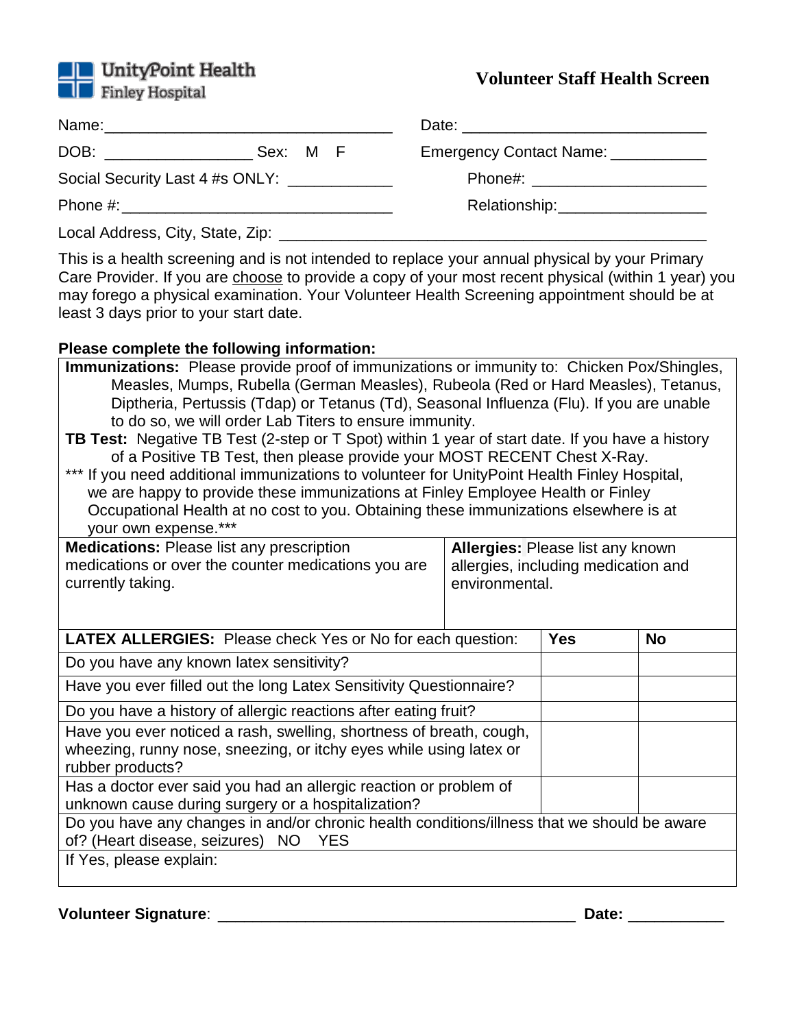UnityPoint Health
Finley Hospital

# Volunteer Staff Health Screen

Name:_________________________________ Date: ___________________________

DOB: _________________ Sex: M F Emergency Contact Name: ___________

Social Security Last 4 #s ONLY: ____________ Phone#: ____________________

Phone #:________________________________ Relationship:_________________

Local Address, City, State, Zip: ___________________________________________________

This is a health screening and is not intended to replace your annual physical by your Primary Care Provider. If you are choose to provide a copy of your most recent physical (within 1 year) you may forego a physical examination. Your Volunteer Health Screening appointment should be at least 3 days prior to your start date.

**Please complete the following information:**

**Immunizations:** Please provide proof of immunizations or immunity to: Chicken Pox/Shingles, Measles, Mumps, Rubella (German Measles), Rubeola (Red or Hard Measles), Tetanus, Diptheria, Pertussis (Tdap) or Tetanus (Td), Seasonal Influenza (Flu). If you are unable to do so, we will order Lab Titers to ensure immunity.

**TB Test:** Negative TB Test (2-step or T Spot) within 1 year of start date. If you have a history of a Positive TB Test, then please provide your MOST RECENT Chest X-Ray.

*** If you need additional immunizations to volunteer for UnityPoint Health Finley Hospital, we are happy to provide these immunizations at Finley Employee Health or Finley Occupational Health at no cost to you. Obtaining these immunizations elsewhere is at your own expense.***

| **Medications:** Please list any prescription medications or over the counter medications you are currently taking. | **Allergies:** Please list any known allergies, including medication and environmental. |
|---|---|
| | |

| **LATEX ALLERGIES:** Please check Yes or No for each question: | **Yes** | **No** |
|---|---|---|
| Do you have any known latex sensitivity? | | |
| Have you ever filled out the long Latex Sensitivity Questionnaire? | | |
| Do you have a history of allergic reactions after eating fruit? | | |
| Have you ever noticed a rash, swelling, shortness of breath, cough, wheezing, runny nose, sneezing, or itchy eyes while using latex or rubber products? | | |
| Has a doctor ever said you had an allergic reaction or problem of unknown cause during surgery or a hospitalization? | | |

Do you have any changes in and/or chronic health conditions/illness that we should be aware of? (Heart disease, seizures) NO YES

If Yes, please explain:

**Volunteer Signature**: ________________________________________ **Date:** ___________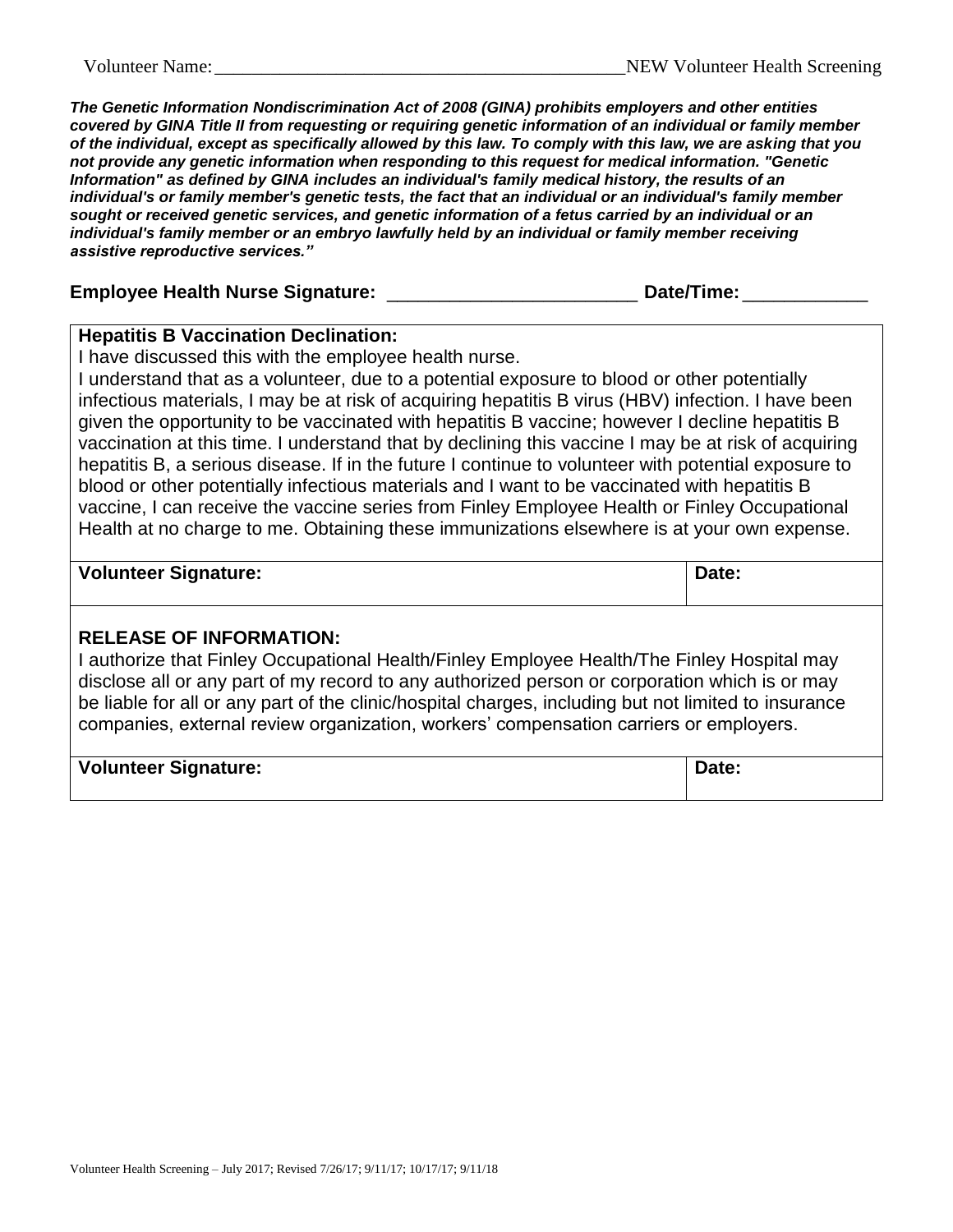Volunteer Name:\_\_\_\_\_\_\_\_\_\_\_\_\_\_\_\_\_\_\_\_\_\_\_\_\_\_\_\_\_\_\_\_\_\_\_\_\_\_\_\_\_\_\_\_NEW Volunteer Health Screening

***The Genetic Information Nondiscrimination Act of 2008 (GINA) prohibits employers and other entities covered by GINA Title II from requesting or requiring genetic information of an individual or family member of the individual, except as specifically allowed by this law. To comply with this law, we are asking that you not provide any genetic information when responding to this request for medical information. "Genetic Information" as defined by GINA includes an individual's family medical history, the results of an individual's or family member's genetic tests, the fact that an individual or an individual's family member sought or received genetic services, and genetic information of a fetus carried by an individual or an individual's family member or an embryo lawfully held by an individual or family member receiving assistive reproductive services."***

**Employee Health Nurse Signature:** \_\_\_\_\_\_\_\_\_\_\_\_\_\_\_\_\_\_\_\_\_\_\_\_\_ **Date/Time:** \_\_\_\_\_\_\_\_\_\_\_\_

**Hepatitis B Vaccination Declination:**

I have discussed this with the employee health nurse.

I understand that as a volunteer, due to a potential exposure to blood or other potentially infectious materials, I may be at risk of acquiring hepatitis B virus (HBV) infection. I have been given the opportunity to be vaccinated with hepatitis B vaccine; however I decline hepatitis B vaccination at this time. I understand that by declining this vaccine I may be at risk of acquiring hepatitis B, a serious disease. If in the future I continue to volunteer with potential exposure to blood or other potentially infectious materials and I want to be vaccinated with hepatitis B vaccine, I can receive the vaccine series from Finley Employee Health or Finley Occupational Health at no charge to me. Obtaining these immunizations elsewhere is at your own expense.

| Volunteer Signature: | Date: |
| --- | --- |

**RELEASE OF INFORMATION:**

I authorize that Finley Occupational Health/Finley Employee Health/The Finley Hospital may disclose all or any part of my record to any authorized person or corporation which is or may be liable for all or any part of the clinic/hospital charges, including but not limited to insurance companies, external review organization, workers' compensation carriers or employers.

| Volunteer Signature: | Date: |
| --- | --- |

Volunteer Health Screening – July 2017; Revised 7/26/17; 9/11/17; 10/17/17; 9/11/18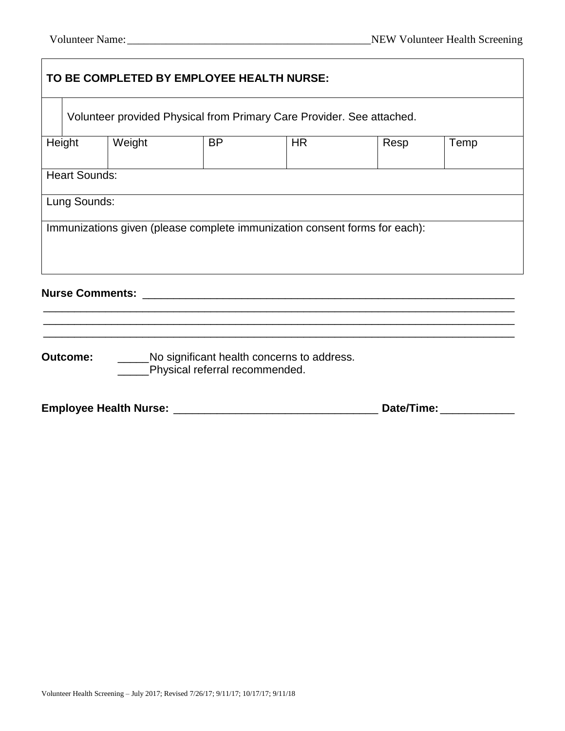Volunteer Name:\_\_\_\_\_\_\_\_\_\_\_\_\_\_\_\_\_\_\_\_\_\_\_\_\_\_\_\_\_\_\_\_\_\_\_\_\_\_\_\_\_\_\_\_NEW Volunteer Health Screening

| TO BE COMPLETED BY EMPLOYEE HEALTH NURSE: | | | | | |
|---|---|---|---|---|---|
| ☐ Volunteer provided Physical from Primary Care Provider. See attached. | | | | | |
| Height | Weight | BP | HR | Resp | Temp |
| Heart Sounds: | | | | | |
| Lung Sounds: | | | | | |
| Immunizations given (please complete immunization consent forms for each): | | | | | |

**Nurse Comments:** ____________________________________________________________
________________________________________________________________________
________________________________________________________________________
________________________________________________________________________

**Outcome:** _____No significant health concerns to address.
_____Physical referral recommended.

**Employee Health Nurse:** ________________________________ **Date/Time:** ____________

Volunteer Health Screening – July 2017; Revised 7/26/17; 9/11/17; 10/17/17; 9/11/18